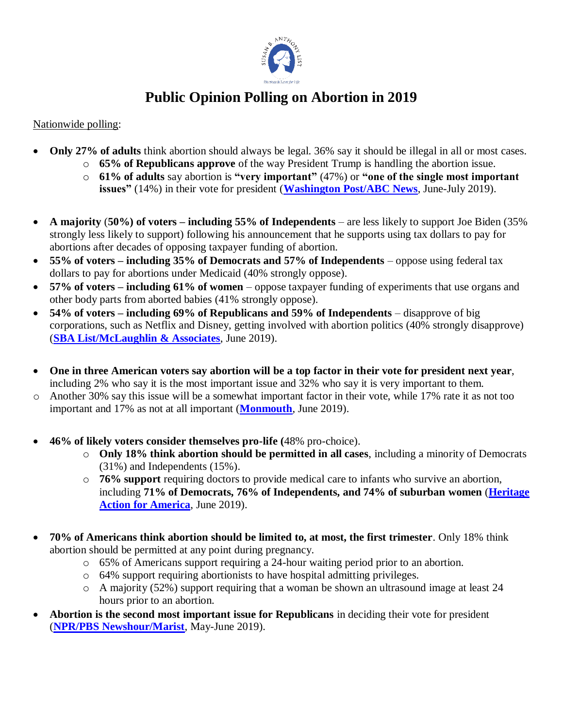# Public Opinion Polling on Abortion in 2019

Nationwide polling:

- **Only 27% of adults** think abortion should always be legal. 36% say it should be illegal in all or most cases.
  - **65% of Republicans approve** of the way President Trump is handling the abortion issue.
  - **61% of adults** say abortion is **"very important"** (47%) or **"one of the single most important issues"** (14%) in their vote for president (**[Washington Post/ABC News]**, June-July 2019).

- **A majority** (**50%) of voters – including 55% of Independents** – are less likely to support Joe Biden (35% strongly less likely to support) following his announcement that he supports using tax dollars to pay for abortions after decades of opposing taxpayer funding of abortion.
- **55% of voters – including 35% of Democrats and 57% of Independents** – oppose using federal tax dollars to pay for abortions under Medicaid (40% strongly oppose).
- **57% of voters – including 61% of women** – oppose taxpayer funding of experiments that use organs and other body parts from aborted babies (41% strongly oppose).
- **54% of voters – including 69% of Republicans and 59% of Independents** – disapprove of big corporations, such as Netflix and Disney, getting involved with abortion politics (40% strongly disapprove) (**[SBA List/McLaughlin & Associates]**, June 2019).

- **One in three American voters say abortion will be a top factor in their vote for president next year**, including 2% who say it is the most important issue and 32% who say it is very important to them.
  - Another 30% say this issue will be a somewhat important factor in their vote, while 17% rate it as not too important and 17% as not at all important (**[Monmouth]**, June 2019).

- **46% of likely voters consider themselves pro-life (**48% pro-choice).
  - **Only 18% think abortion should be permitted in all cases**, including a minority of Democrats (31%) and Independents (15%).
  - **76% support** requiring doctors to provide medical care to infants who survive an abortion, including **71% of Democrats, 76% of Independents, and 74% of suburban women** (**[Heritage Action for America]**, June 2019).

- **70% of Americans think abortion should be limited to, at most, the first trimester**. Only 18% think abortion should be permitted at any point during pregnancy.
  - 65% of Americans support requiring a 24-hour waiting period prior to an abortion.
  - 64% support requiring abortionists to have hospital admitting privileges.
  - A majority (52%) support requiring that a woman be shown an ultrasound image at least 24 hours prior to an abortion.
- **Abortion is the second most important issue for Republicans** in deciding their vote for president (**[NPR/PBS Newshour/Marist]**, May-June 2019).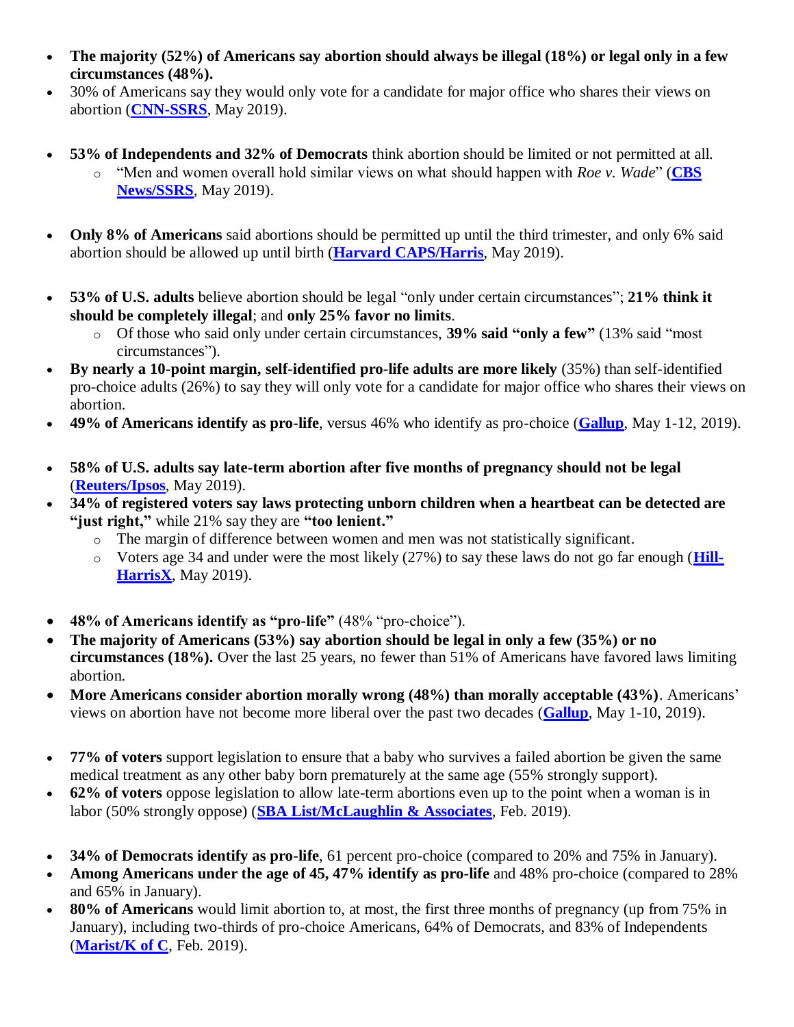- **The majority (52%) of Americans say abortion should always be illegal (18%) or legal only in a few circumstances (48%).**
- 30% of Americans say they would only vote for a candidate for major office who shares their views on abortion (**CNN-SSRS**, May 2019).

- **53% of Independents and 32% of Democrats** think abortion should be limited or not permitted at all.
  - "Men and women overall hold similar views on what should happen with *Roe v. Wade*" (**CBS News/SSRS**, May 2019).

- **Only 8% of Americans** said abortions should be permitted up until the third trimester, and only 6% said abortion should be allowed up until birth (**Harvard CAPS/Harris**, May 2019).

- **53% of U.S. adults** believe abortion should be legal "only under certain circumstances"; **21% think it should be completely illegal**; and **only 25% favor no limits**.
  - Of those who said only under certain circumstances, **39% said "only a few"** (13% said "most circumstances").
- **By nearly a 10-point margin, self-identified pro-life adults are more likely** (35%) than self-identified pro-choice adults (26%) to say they will only vote for a candidate for major office who shares their views on abortion.
- **49% of Americans identify as pro-life**, versus 46% who identify as pro-choice (**Gallup**, May 1-12, 2019).

- **58% of U.S. adults say late-term abortion after five months of pregnancy should not be legal** (**Reuters/Ipsos**, May 2019).
- **34% of registered voters say laws protecting unborn children when a heartbeat can be detected are "just right,"** while 21% say they are **"too lenient."**
  - The margin of difference between women and men was not statistically significant.
  - Voters age 34 and under were the most likely (27%) to say these laws do not go far enough (**Hill-HarrisX**, May 2019).

- **48% of Americans identify as "pro-life"** (48% "pro-choice").
- **The majority of Americans (53%) say abortion should be legal in only a few (35%) or no circumstances (18%).** Over the last 25 years, no fewer than 51% of Americans have favored laws limiting abortion.
- **More Americans consider abortion morally wrong (48%) than morally acceptable (43%)**. Americans' views on abortion have not become more liberal over the past two decades (**Gallup**, May 1-10, 2019).

- **77% of voters** support legislation to ensure that a baby who survives a failed abortion be given the same medical treatment as any other baby born prematurely at the same age (55% strongly support).
- **62% of voters** oppose legislation to allow late-term abortions even up to the point when a woman is in labor (50% strongly oppose) (**SBA List/McLaughlin & Associates**, Feb. 2019).

- **34% of Democrats identify as pro-life**, 61 percent pro-choice (compared to 20% and 75% in January).
- **Among Americans under the age of 45, 47% identify as pro-life** and 48% pro-choice (compared to 28% and 65% in January).
- **80% of Americans** would limit abortion to, at most, the first three months of pregnancy (up from 75% in January), including two-thirds of pro-choice Americans, 64% of Democrats, and 83% of Independents (**Marist/K of C**, Feb. 2019).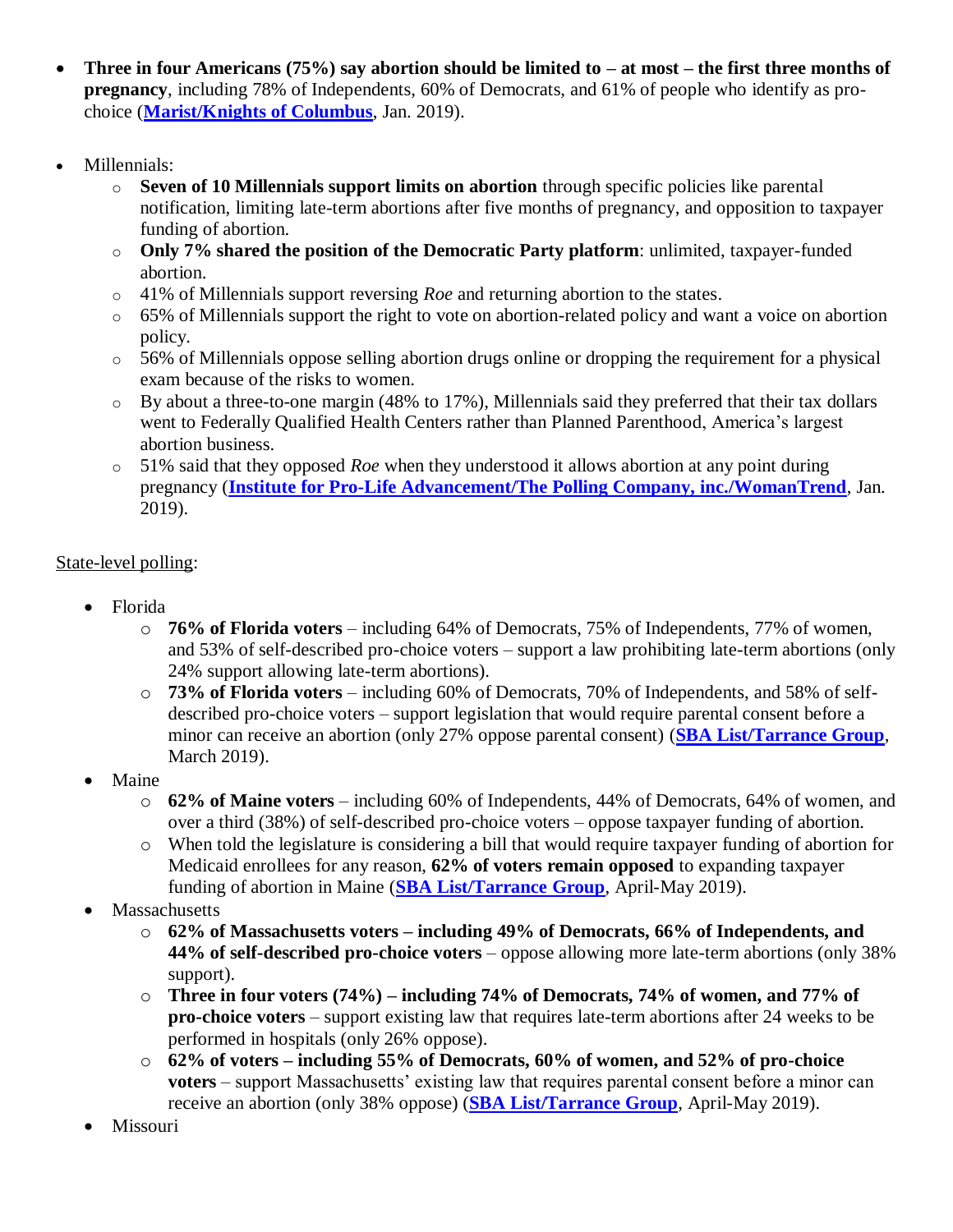- **Three in four Americans (75%) say abortion should be limited to – at most – the first three months of pregnancy**, including 78% of Independents, 60% of Democrats, and 61% of people who identify as pro-choice (**Marist/Knights of Columbus**, Jan. 2019).

- Millennials:
  - **Seven of 10 Millennials support limits on abortion** through specific policies like parental notification, limiting late-term abortions after five months of pregnancy, and opposition to taxpayer funding of abortion.
  - **Only 7% shared the position of the Democratic Party platform**: unlimited, taxpayer-funded abortion.
  - 41% of Millennials support reversing *Roe* and returning abortion to the states.
  - 65% of Millennials support the right to vote on abortion-related policy and want a voice on abortion policy.
  - 56% of Millennials oppose selling abortion drugs online or dropping the requirement for a physical exam because of the risks to women.
  - By about a three-to-one margin (48% to 17%), Millennials said they preferred that their tax dollars went to Federally Qualified Health Centers rather than Planned Parenthood, America's largest abortion business.
  - 51% said that they opposed *Roe* when they understood it allows abortion at any point during pregnancy (**Institute for Pro-Life Advancement/The Polling Company, inc./WomanTrend**, Jan. 2019).

State-level polling:

- Florida
  - **76% of Florida voters** – including 64% of Democrats, 75% of Independents, 77% of women, and 53% of self-described pro-choice voters – support a law prohibiting late-term abortions (only 24% support allowing late-term abortions).
  - **73% of Florida voters** – including 60% of Democrats, 70% of Independents, and 58% of self-described pro-choice voters – support legislation that would require parental consent before a minor can receive an abortion (only 27% oppose parental consent) (**SBA List/Tarrance Group**, March 2019).
- Maine
  - **62% of Maine voters** – including 60% of Independents, 44% of Democrats, 64% of women, and over a third (38%) of self-described pro-choice voters – oppose taxpayer funding of abortion.
  - When told the legislature is considering a bill that would require taxpayer funding of abortion for Medicaid enrollees for any reason, **62% of voters remain opposed** to expanding taxpayer funding of abortion in Maine (**SBA List/Tarrance Group**, April-May 2019).
- Massachusetts
  - **62% of Massachusetts voters – including 49% of Democrats, 66% of Independents, and 44% of self-described pro-choice voters** – oppose allowing more late-term abortions (only 38% support).
  - **Three in four voters (74%) – including 74% of Democrats, 74% of women, and 77% of pro-choice voters** – support existing law that requires late-term abortions after 24 weeks to be performed in hospitals (only 26% oppose).
  - **62% of voters – including 55% of Democrats, 60% of women, and 52% of pro-choice voters** – support Massachusetts' existing law that requires parental consent before a minor can receive an abortion (only 38% oppose) (**SBA List/Tarrance Group**, April-May 2019).
- Missouri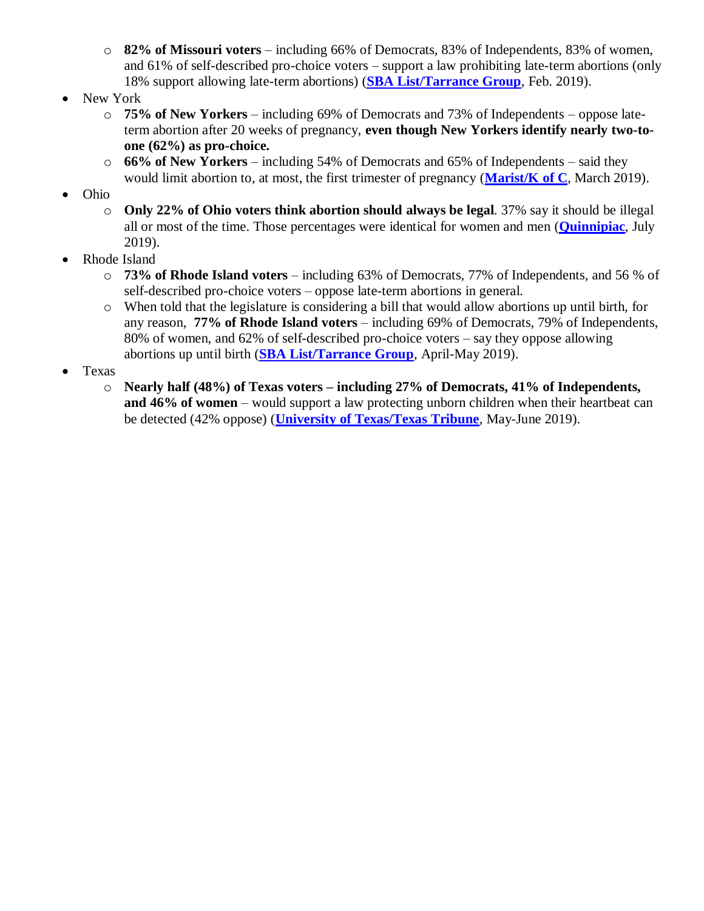- **82% of Missouri voters** – including 66% of Democrats, 83% of Independents, 83% of women, and 61% of self-described pro-choice voters – support a law prohibiting late-term abortions (only 18% support allowing late-term abortions) (**SBA List/Tarrance Group**, Feb. 2019).
- New York
    - **75% of New Yorkers** – including 69% of Democrats and 73% of Independents – oppose late-term abortion after 20 weeks of pregnancy, **even though New Yorkers identify nearly two-to-one (62%) as pro-choice.**
    - **66% of New Yorkers** – including 54% of Democrats and 65% of Independents – said they would limit abortion to, at most, the first trimester of pregnancy (**Marist/K of C**, March 2019).
- Ohio
    - **Only 22% of Ohio voters think abortion should always be legal**. 37% say it should be illegal all or most of the time. Those percentages were identical for women and men (**Quinnipiac**, July 2019).
- Rhode Island
    - **73% of Rhode Island voters** – including 63% of Democrats, 77% of Independents, and 56 % of self-described pro-choice voters – oppose late-term abortions in general.
    - When told that the legislature is considering a bill that would allow abortions up until birth, for any reason, **77% of Rhode Island voters** – including 69% of Democrats, 79% of Independents, 80% of women, and 62% of self-described pro-choice voters – say they oppose allowing abortions up until birth (**SBA List/Tarrance Group**, April-May 2019).
- Texas
    - **Nearly half (48%) of Texas voters – including 27% of Democrats, 41% of Independents, and 46% of women** – would support a law protecting unborn children when their heartbeat can be detected (42% oppose) (**University of Texas/Texas Tribune**, May-June 2019).